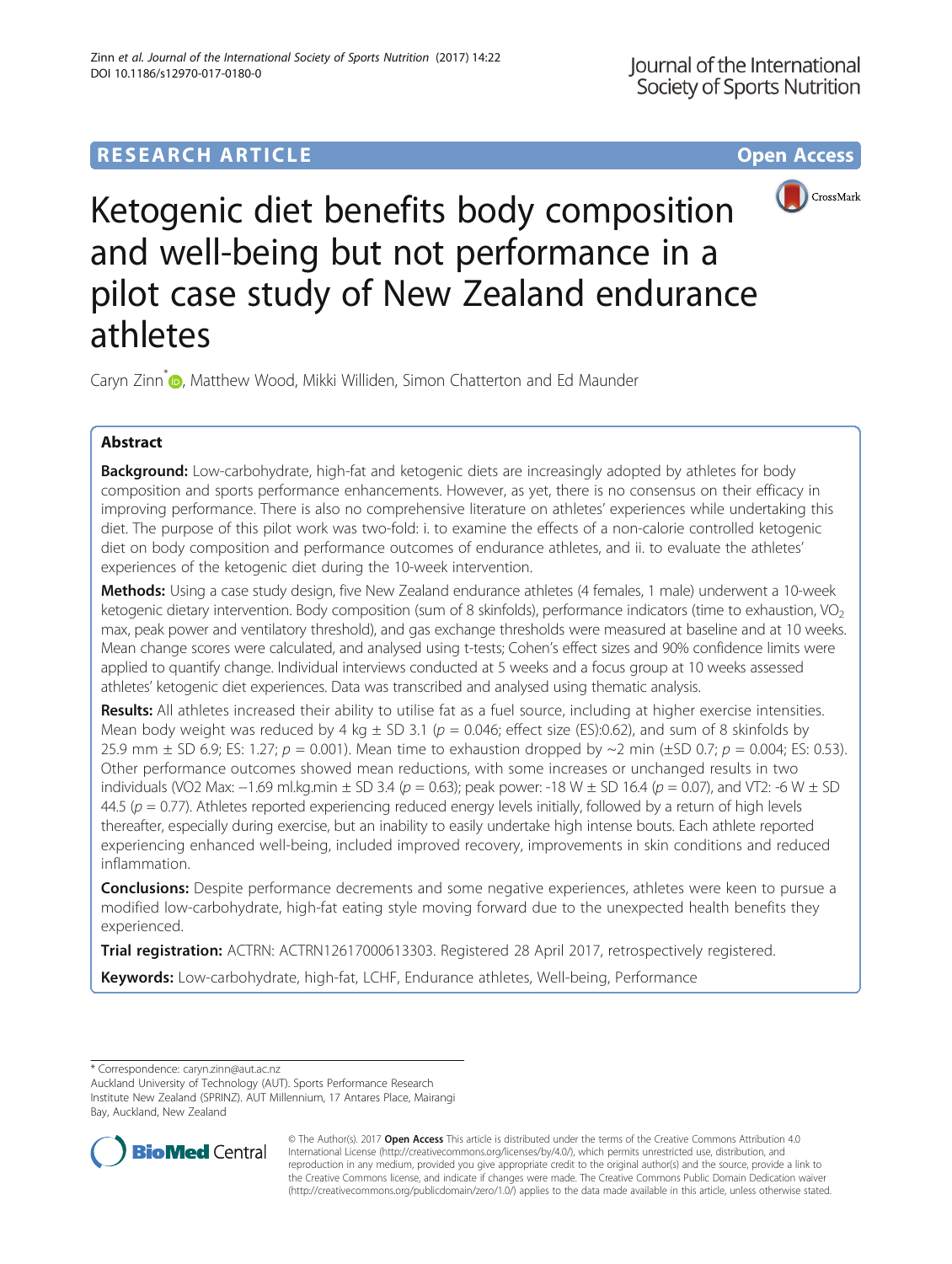RESEARCH ARTICLE

Open Access

# Ketogenic diet benefits body composition and well-being but not performance in a pilot case study of New Zealand endurance athletes

Caryn Zinn*, Matthew Wood, Mikki Williden, Simon Chatterton and Ed Maunder

## Abstract

**Background:** Low-carbohydrate, high-fat and ketogenic diets are increasingly adopted by athletes for body composition and sports performance enhancements. However, as yet, there is no consensus on their efficacy in improving performance. There is also no comprehensive literature on athletes' experiences while undertaking this diet. The purpose of this pilot work was two-fold: i. to examine the effects of a non-calorie controlled ketogenic diet on body composition and performance outcomes of endurance athletes, and ii. to evaluate the athletes' experiences of the ketogenic diet during the 10-week intervention.

**Methods:** Using a case study design, five New Zealand endurance athletes (4 females, 1 male) underwent a 10-week ketogenic dietary intervention. Body composition (sum of 8 skinfolds), performance indicators (time to exhaustion, $VO_2$ max, peak power and ventilatory threshold), and gas exchange thresholds were measured at baseline and at 10 weeks. Mean change scores were calculated, and analysed using t-tests; Cohen's effect sizes and 90% confidence limits were applied to quantify change. Individual interviews conducted at 5 weeks and a focus group at 10 weeks assessed athletes' ketogenic diet experiences. Data was transcribed and analysed using thematic analysis.

**Results:** All athletes increased their ability to utilise fat as a fuel source, including at higher exercise intensities. Mean body weight was reduced by 4 kg ± SD 3.1 ($p = 0.046$; effect size (ES):0.62), and sum of 8 skinfolds by 25.9 mm ± SD 6.9; ES: 1.27; $p = 0.001$). Mean time to exhaustion dropped by ~2 min (±SD 0.7; $p = 0.004$; ES: 0.53). Other performance outcomes showed mean reductions, with some increases or unchanged results in two individuals (VO2 Max: −1.69 ml.kg.min ± SD 3.4 ($p = 0.63$); peak power: -18 W ± SD 16.4 ($p = 0.07$), and VT2: -6 W ± SD 44.5 ($p = 0.77$). Athletes reported experiencing reduced energy levels initially, followed by a return of high levels thereafter, especially during exercise, but an inability to easily undertake high intense bouts. Each athlete reported experiencing enhanced well-being, included improved recovery, improvements in skin conditions and reduced inflammation.

**Conclusions:** Despite performance decrements and some negative experiences, athletes were keen to pursue a modified low-carbohydrate, high-fat eating style moving forward due to the unexpected health benefits they experienced.

**Trial registration:** ACTRN: ACTRN12617000613303. Registered 28 April 2017, retrospectively registered.

**Keywords:** Low-carbohydrate, high-fat, LCHF, Endurance athletes, Well-being, Performance

\* Correspondence: caryn.zinn@aut.ac.nz
Auckland University of Technology (AUT). Sports Performance Research Institute New Zealand (SPRINZ). AUT Millennium, 17 Antares Place, Mairangi Bay, Auckland, New Zealand

© The Author(s). 2017 **Open Access** This article is distributed under the terms of the Creative Commons Attribution 4.0 International License (http://creativecommons.org/licenses/by/4.0/), which permits unrestricted use, distribution, and reproduction in any medium, provided you give appropriate credit to the original author(s) and the source, provide a link to the Creative Commons license, and indicate if changes were made. The Creative Commons Public Domain Dedication waiver (http://creativecommons.org/publicdomain/zero/1.0/) applies to the data made available in this article, unless otherwise stated.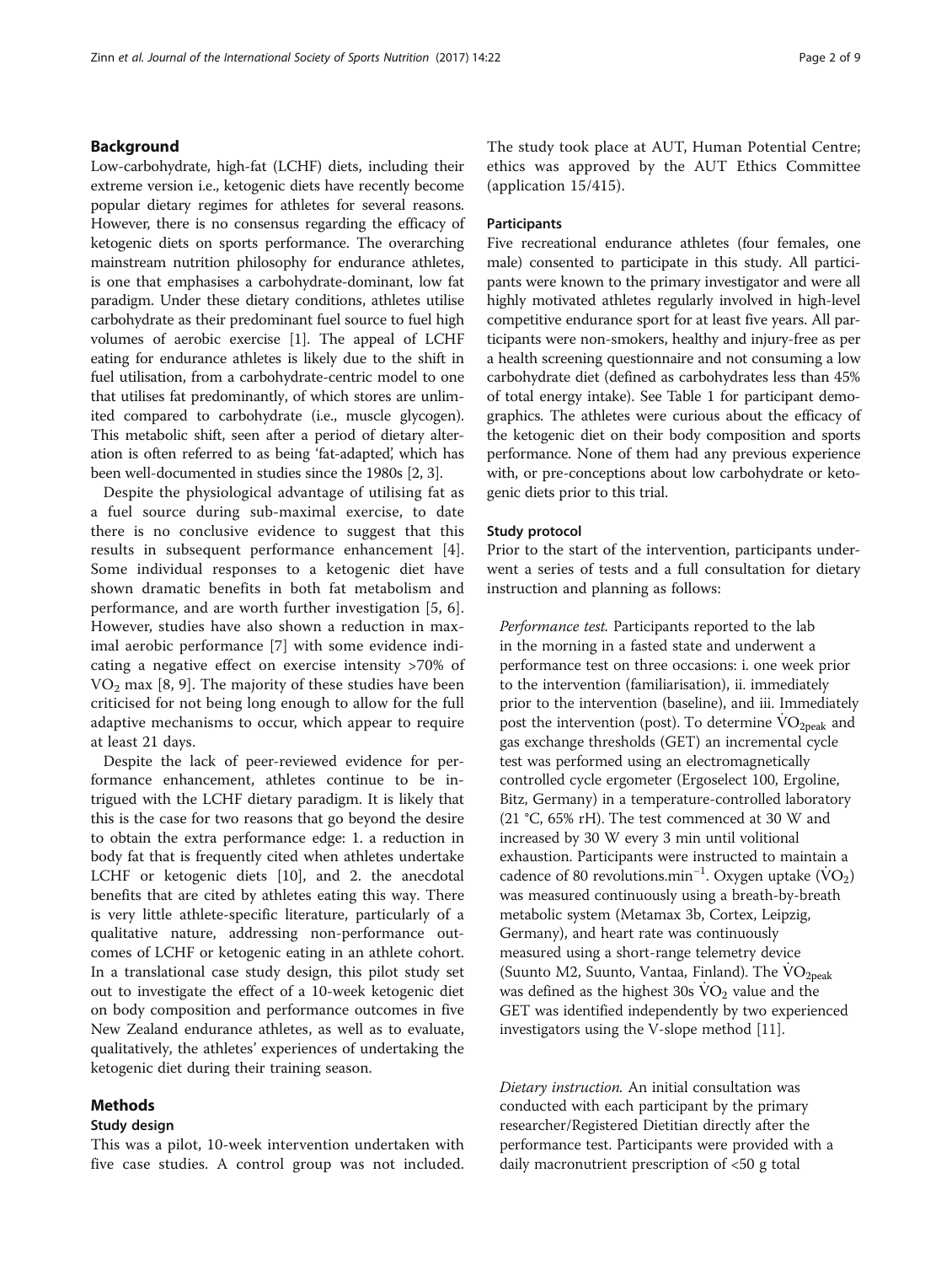## Background

Low-carbohydrate, high-fat (LCHF) diets, including their extreme version i.e., ketogenic diets have recently become popular dietary regimes for athletes for several reasons. However, there is no consensus regarding the efficacy of ketogenic diets on sports performance. The overarching mainstream nutrition philosophy for endurance athletes, is one that emphasises a carbohydrate-dominant, low fat paradigm. Under these dietary conditions, athletes utilise carbohydrate as their predominant fuel source to fuel high volumes of aerobic exercise [1]. The appeal of LCHF eating for endurance athletes is likely due to the shift in fuel utilisation, from a carbohydrate-centric model to one that utilises fat predominantly, of which stores are unlimited compared to carbohydrate (i.e., muscle glycogen). This metabolic shift, seen after a period of dietary alteration is often referred to as being 'fat-adapted', which has been well-documented in studies since the 1980s [2, 3].

Despite the physiological advantage of utilising fat as a fuel source during sub-maximal exercise, to date there is no conclusive evidence to suggest that this results in subsequent performance enhancement [4]. Some individual responses to a ketogenic diet have shown dramatic benefits in both fat metabolism and performance, and are worth further investigation [5, 6]. However, studies have also shown a reduction in maximal aerobic performance [7] with some evidence indicating a negative effect on exercise intensity >70% of $VO_2$ max [8, 9]. The majority of these studies have been criticised for not being long enough to allow for the full adaptive mechanisms to occur, which appear to require at least 21 days.

Despite the lack of peer-reviewed evidence for performance enhancement, athletes continue to be intrigued with the LCHF dietary paradigm. It is likely that this is the case for two reasons that go beyond the desire to obtain the extra performance edge: 1. a reduction in body fat that is frequently cited when athletes undertake LCHF or ketogenic diets [10], and 2. the anecdotal benefits that are cited by athletes eating this way. There is very little athlete-specific literature, particularly of a qualitative nature, addressing non-performance outcomes of LCHF or ketogenic eating in an athlete cohort. In a translational case study design, this pilot study set out to investigate the effect of a 10-week ketogenic diet on body composition and performance outcomes in five New Zealand endurance athletes, as well as to evaluate, qualitatively, the athletes' experiences of undertaking the ketogenic diet during their training season.

## Methods

### Study design

This was a pilot, 10-week intervention undertaken with five case studies. A control group was not included. The study took place at AUT, Human Potential Centre; ethics was approved by the AUT Ethics Committee (application 15/415).

### Participants

Five recreational endurance athletes (four females, one male) consented to participate in this study. All participants were known to the primary investigator and were all highly motivated athletes regularly involved in high-level competitive endurance sport for at least five years. All participants were non-smokers, healthy and injury-free as per a health screening questionnaire and not consuming a low carbohydrate diet (defined as carbohydrates less than 45% of total energy intake). See Table 1 for participant demographics. The athletes were curious about the efficacy of the ketogenic diet on their body composition and sports performance. None of them had any previous experience with, or pre-conceptions about low carbohydrate or ketogenic diets prior to this trial.

### Study protocol

Prior to the start of the intervention, participants underwent a series of tests and a full consultation for dietary instruction and planning as follows:

*Performance test.* Participants reported to the lab in the morning in a fasted state and underwent a performance test on three occasions: i. one week prior to the intervention (familiarisation), ii. immediately prior to the intervention (baseline), and iii. Immediately post the intervention (post). To determine $\dot{V}O_{2peak}$ and gas exchange thresholds (GET) an incremental cycle test was performed using an electromagnetically controlled cycle ergometer (Ergoselect 100, Ergoline, Bitz, Germany) in a temperature-controlled laboratory (21 °C, 65% rH). The test commenced at 30 W and increased by 30 W every 3 min until volitional exhaustion. Participants were instructed to maintain a cadence of 80 revolutions.min$^{-1}$. Oxygen uptake ($\dot{V}O_2$) was measured continuously using a breath-by-breath metabolic system (Metamax 3b, Cortex, Leipzig, Germany), and heart rate was continuously measured using a short-range telemetry device (Suunto M2, Suunto, Vantaa, Finland). The $\dot{V}O_{2peak}$ was defined as the highest 30s $\dot{V}O_2$ value and the GET was identified independently by two experienced investigators using the V-slope method [11].

*Dietary instruction.* An initial consultation was conducted with each participant by the primary researcher/Registered Dietitian directly after the performance test. Participants were provided with a daily macronutrient prescription of <50 g total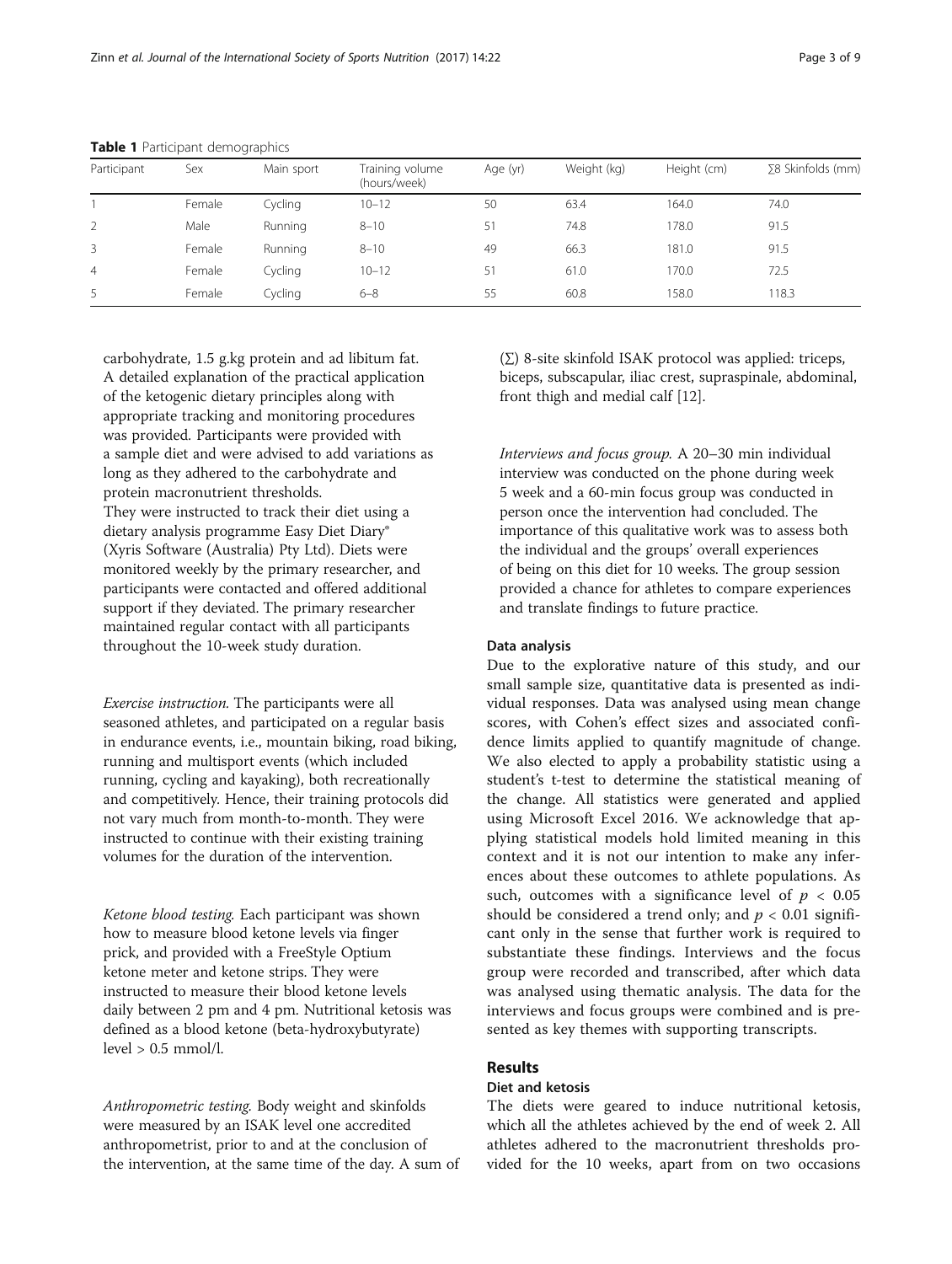**Table 1** Participant demographics

| Participant | Sex | Main sport | Training volume (hours/week) | Age (yr) | Weight (kg) | Height (cm) | ∑8 Skinfolds (mm) |
|---|---|---|---|---|---|---|---|
| 1 | Female | Cycling | 10–12 | 50 | 63.4 | 164.0 | 74.0 |
| 2 | Male | Running | 8–10 | 51 | 74.8 | 178.0 | 91.5 |
| 3 | Female | Running | 8–10 | 49 | 66.3 | 181.0 | 91.5 |
| 4 | Female | Cycling | 10–12 | 51 | 61.0 | 170.0 | 72.5 |
| 5 | Female | Cycling | 6–8 | 55 | 60.8 | 158.0 | 118.3 |

carbohydrate, 1.5 g.kg protein and ad libitum fat. A detailed explanation of the practical application of the ketogenic dietary principles along with appropriate tracking and monitoring procedures was provided. Participants were provided with a sample diet and were advised to add variations as long as they adhered to the carbohydrate and protein macronutrient thresholds.
They were instructed to track their diet using a dietary analysis programme Easy Diet Diary® (Xyris Software (Australia) Pty Ltd). Diets were monitored weekly by the primary researcher, and participants were contacted and offered additional support if they deviated. The primary researcher maintained regular contact with all participants throughout the 10-week study duration.

*Exercise instruction.* The participants were all seasoned athletes, and participated on a regular basis in endurance events, i.e., mountain biking, road biking, running and multisport events (which included running, cycling and kayaking), both recreationally and competitively. Hence, their training protocols did not vary much from month-to-month. They were instructed to continue with their existing training volumes for the duration of the intervention.

*Ketone blood testing.* Each participant was shown how to measure blood ketone levels via finger prick, and provided with a FreeStyle Optium ketone meter and ketone strips. They were instructed to measure their blood ketone levels daily between 2 pm and 4 pm. Nutritional ketosis was defined as a blood ketone (beta-hydroxybutyrate) level > 0.5 mmol/l.

*Anthropometric testing.* Body weight and skinfolds were measured by an ISAK level one accredited anthropometrist, prior to and at the conclusion of the intervention, at the same time of the day. A sum of (∑) 8-site skinfold ISAK protocol was applied: triceps, biceps, subscapular, iliac crest, supraspinale, abdominal, front thigh and medial calf [12].

*Interviews and focus group.* A 20–30 min individual interview was conducted on the phone during week 5 week and a 60-min focus group was conducted in person once the intervention had concluded. The importance of this qualitative work was to assess both the individual and the groups' overall experiences of being on this diet for 10 weeks. The group session provided a chance for athletes to compare experiences and translate findings to future practice.

### Data analysis

Due to the explorative nature of this study, and our small sample size, quantitative data is presented as individual responses. Data was analysed using mean change scores, with Cohen's effect sizes and associated confidence limits applied to quantify magnitude of change. We also elected to apply a probability statistic using a student's t-test to determine the statistical meaning of the change. All statistics were generated and applied using Microsoft Excel 2016. We acknowledge that applying statistical models hold limited meaning in this context and it is not our intention to make any inferences about these outcomes to athlete populations. As such, outcomes with a significance level of $p < 0.05$ should be considered a trend only; and $p < 0.01$ significant only in the sense that further work is required to substantiate these findings. Interviews and the focus group were recorded and transcribed, after which data was analysed using thematic analysis. The data for the interviews and focus groups were combined and is presented as key themes with supporting transcripts.

## Results

### Diet and ketosis

The diets were geared to induce nutritional ketosis, which all the athletes achieved by the end of week 2. All athletes adhered to the macronutrient thresholds provided for the 10 weeks, apart from on two occasions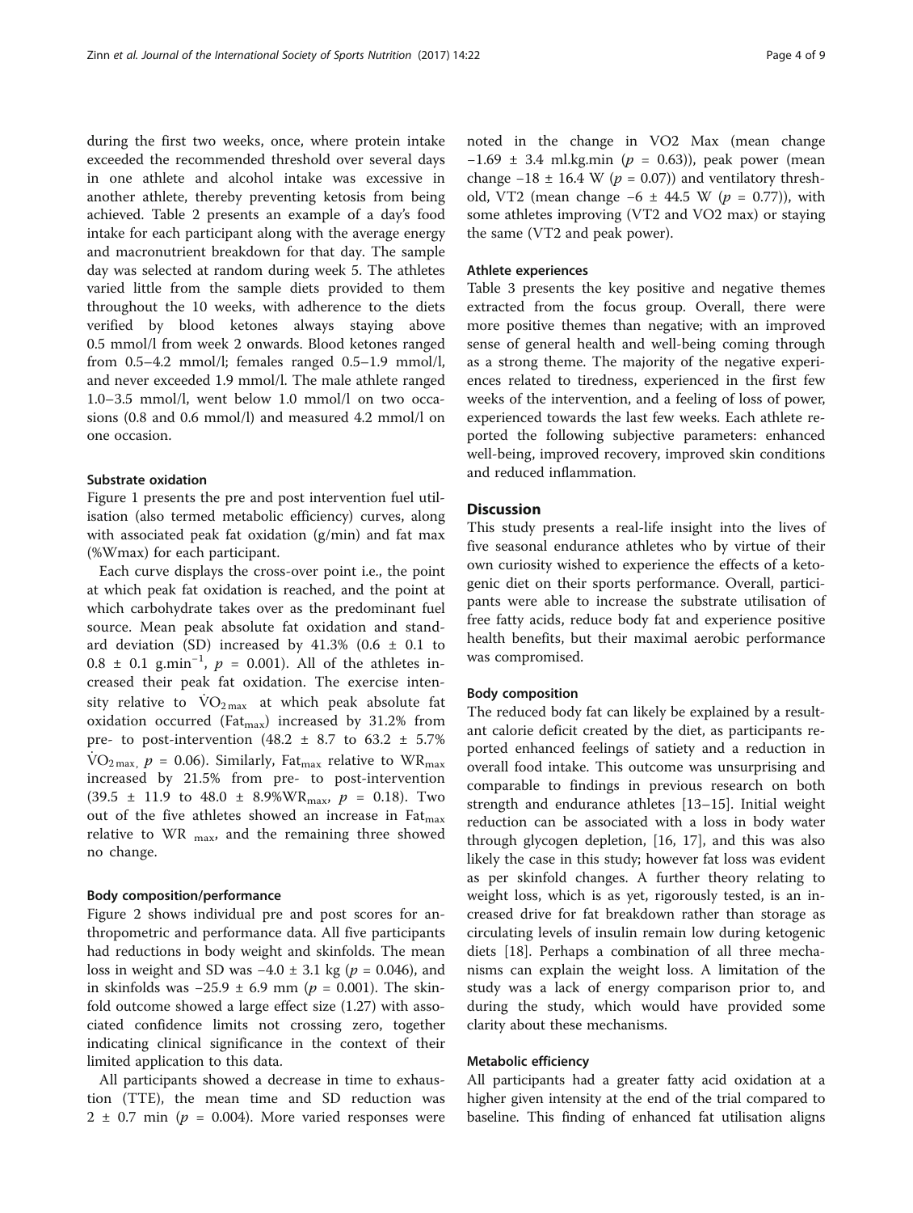during the first two weeks, once, where protein intake exceeded the recommended threshold over several days in one athlete and alcohol intake was excessive in another athlete, thereby preventing ketosis from being achieved. Table 2 presents an example of a day's food intake for each participant along with the average energy and macronutrient breakdown for that day. The sample day was selected at random during week 5. The athletes varied little from the sample diets provided to them throughout the 10 weeks, with adherence to the diets verified by blood ketones always staying above 0.5 mmol/l from week 2 onwards. Blood ketones ranged from 0.5–4.2 mmol/l; females ranged 0.5–1.9 mmol/l, and never exceeded 1.9 mmol/l. The male athlete ranged 1.0–3.5 mmol/l, went below 1.0 mmol/l on two occasions (0.8 and 0.6 mmol/l) and measured 4.2 mmol/l on one occasion.

### Substrate oxidation

Figure 1 presents the pre and post intervention fuel utilisation (also termed metabolic efficiency) curves, along with associated peak fat oxidation (g/min) and fat max (%Wmax) for each participant.

Each curve displays the cross-over point i.e., the point at which peak fat oxidation is reached, and the point at which carbohydrate takes over as the predominant fuel source. Mean peak absolute fat oxidation and standard deviation (SD) increased by 41.3% (0.6 ± 0.1 to 0.8 ± 0.1 $g.min^{-1}$, $p$ = 0.001). All of the athletes increased their peak fat oxidation. The exercise intensity relative to $\dot{V}O_{2\,max}$ at which peak absolute fat oxidation occurred ($Fat_{max}$) increased by 31.2% from pre- to post-intervention (48.2 ± 8.7 to 63.2 ± 5.7% $\dot{V}O_{2\,max}$, $p$ = 0.06). Similarly, $Fat_{max}$ relative to $WR_{max}$ increased by 21.5% from pre- to post-intervention (39.5 ± 11.9 to 48.0 ± 8.9%$WR_{max}$, $p$ = 0.18). Two out of the five athletes showed an increase in $Fat_{max}$ relative to $WR_{max}$, and the remaining three showed no change.

### Body composition/performance

Figure 2 shows individual pre and post scores for anthropometric and performance data. All five participants had reductions in body weight and skinfolds. The mean loss in weight and SD was −4.0 ± 3.1 kg ($p$ = 0.046), and in skinfolds was −25.9 ± 6.9 mm ($p$ = 0.001). The skinfold outcome showed a large effect size (1.27) with associated confidence limits not crossing zero, together indicating clinical significance in the context of their limited application to this data.

All participants showed a decrease in time to exhaustion (TTE), the mean time and SD reduction was 2 ± 0.7 min ($p$ = 0.004). More varied responses were noted in the change in VO2 Max (mean change −1.69 ± 3.4 ml.kg.min ($p$ = 0.63)), peak power (mean change −18 ± 16.4 W ($p$ = 0.07)) and ventilatory threshold, VT2 (mean change −6 ± 44.5 W ($p$ = 0.77)), with some athletes improving (VT2 and VO2 max) or staying the same (VT2 and peak power).

### Athlete experiences

Table 3 presents the key positive and negative themes extracted from the focus group. Overall, there were more positive themes than negative; with an improved sense of general health and well-being coming through as a strong theme. The majority of the negative experiences related to tiredness, experienced in the first few weeks of the intervention, and a feeling of loss of power, experienced towards the last few weeks. Each athlete reported the following subjective parameters: enhanced well-being, improved recovery, improved skin conditions and reduced inflammation.

## Discussion

This study presents a real-life insight into the lives of five seasonal endurance athletes who by virtue of their own curiosity wished to experience the effects of a ketogenic diet on their sports performance. Overall, participants were able to increase the substrate utilisation of free fatty acids, reduce body fat and experience positive health benefits, but their maximal aerobic performance was compromised.

### Body composition

The reduced body fat can likely be explained by a resultant calorie deficit created by the diet, as participants reported enhanced feelings of satiety and a reduction in overall food intake. This outcome was unsurprising and comparable to findings in previous research on both strength and endurance athletes [13–15]. Initial weight reduction can be associated with a loss in body water through glycogen depletion, [16, 17], and this was also likely the case in this study; however fat loss was evident as per skinfold changes. A further theory relating to weight loss, which is as yet, rigorously tested, is an increased drive for fat breakdown rather than storage as circulating levels of insulin remain low during ketogenic diets [18]. Perhaps a combination of all three mechanisms can explain the weight loss. A limitation of the study was a lack of energy comparison prior to, and during the study, which would have provided some clarity about these mechanisms.

### Metabolic efficiency

All participants had a greater fatty acid oxidation at a higher given intensity at the end of the trial compared to baseline. This finding of enhanced fat utilisation aligns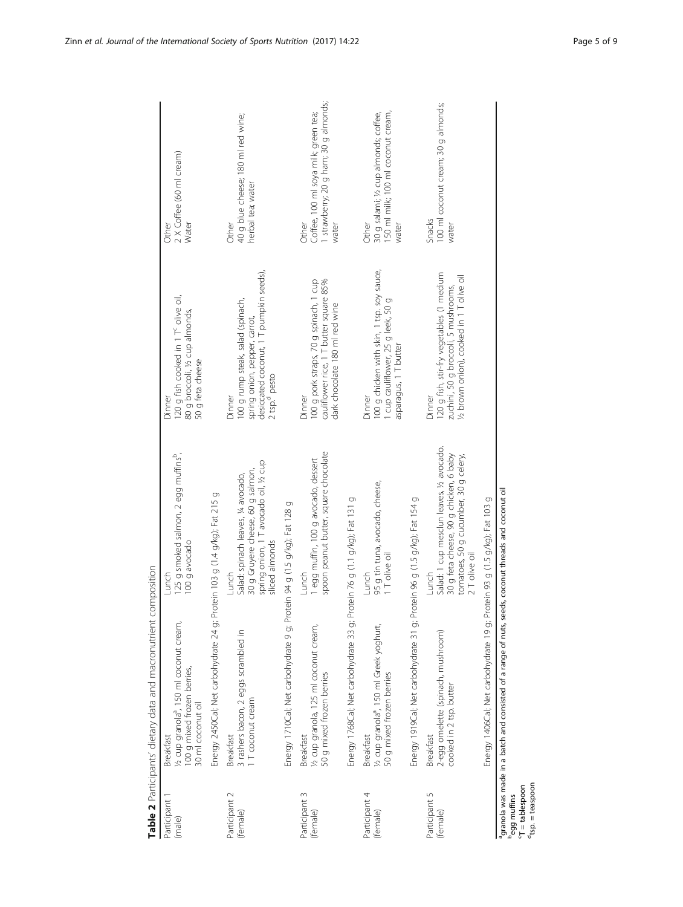**Table 2** Participants' dietary data and macronutrient composition

| Participant | Breakfast | Lunch | Dinner | Other |
| --- | --- | --- | --- | --- |
| Participant 1 (male) | ½ cup granola[a], 150 ml coconut cream, 100 g mixed frozen berries, 30 ml coconut oil | 125 g smoked salmon, 2 egg muffins[b], 100 g avocado | 120 g fish cooked in 1 T[c] olive oil, 80 g broccoli, ½ cup almonds, 50 g feta cheese | 2 X Coffee (60 ml cream) Water |
| | Energy 2450Cal; Net carbohydrate 24 g; Protein 103 g (1.4 g/kg); Fat 215 g | | | |
| Participant 2 (female) | 3 rashers bacon, 2 eggs scrambled in 1 T coconut cream | Salad: spinach leaves, ¼ avocado, 30 g Gruyere cheese, 60 g salmon, spring onion, 1 T avocado oil, ½ cup sliced almonds | 100 g rump steak, salad (spinach, spring onion, pepper, carrot, desiccated coconut, 1 T pumpkin seeds), 2 tsp.[d] pesto | 40 g blue cheese; 180 ml red wine; herbal tea; water |
| | Energy 1710Cal; Net carbohydrate 9 g; Protein 94 g (1.5 g/kg); Fat 128 g | | | |
| Participant 3 (female) | ½ cup granola, 125 ml coconut cream, 50 g mixed frozen berries | 1 egg muffin, 100 g avocado, dessert spoon peanut butter, square chocolate | 100 g pork straps, 70 g spinach, 1 cup cauliflower rice, 1 T butter square 85% dark chocolate 180 ml red wine | Coffee, 100 ml soya milk; green tea; 1 strawberry; 20 g ham; 30 g almonds; water |
| | Energy 1768Cal; Net carbohydrate 33 g; Protein 76 g (1.1 g/kg); Fat 131 g | | | |
| Participant 4 (female) | ½ cup granola[a], 150 ml Greek yoghurt, 50 g mixed frozen berries | 95 g tin tuna, avocado, cheese, 1 T olive oil | 100 g chicken with skin, 1 tsp. soy sauce, 1 cup cauliflower, 25 g leek, 50 g asparagus, 1 T butter | 30 g salami; ½ cup almonds; coffee, 150 ml milk; 100 ml coconut cream, water |
| | Energy 1919Cal; Net carbohydrate 31 g; Protein 96 g (1.5 g/kg); Fat 154 g | | | |
| Participant 5 (female) | 2-egg omelette (spinach, mushroom) cooked in 2 tsp. butter | Salad: 1 cup mesclun leaves, ½ avocado. 30 g feta cheese, 90 g chicken, 6 baby tomatoes, 50 g cucumber, 30 g celery, 2 T olive oil | 120 g fish, stir-fry vegetables (1 medium zuchini, 50 g broccoli, 5 mushrooms, ½ brown onion), cooked in 1 T olive oil | Snacks 100 ml coconut cream; 30 g almonds; water |
| | Energy 1406Cal; Net carbohydrate 19 g; Protein 93 g (1.5 g/kg); Fat 103 g | | | |

[a]granola was made in a batch and consisted of a range of nuts, seeds, coconut threads and coconut oil
[b]egg muffins
[c]T = tablespoon
[d]tsp. = teaspoon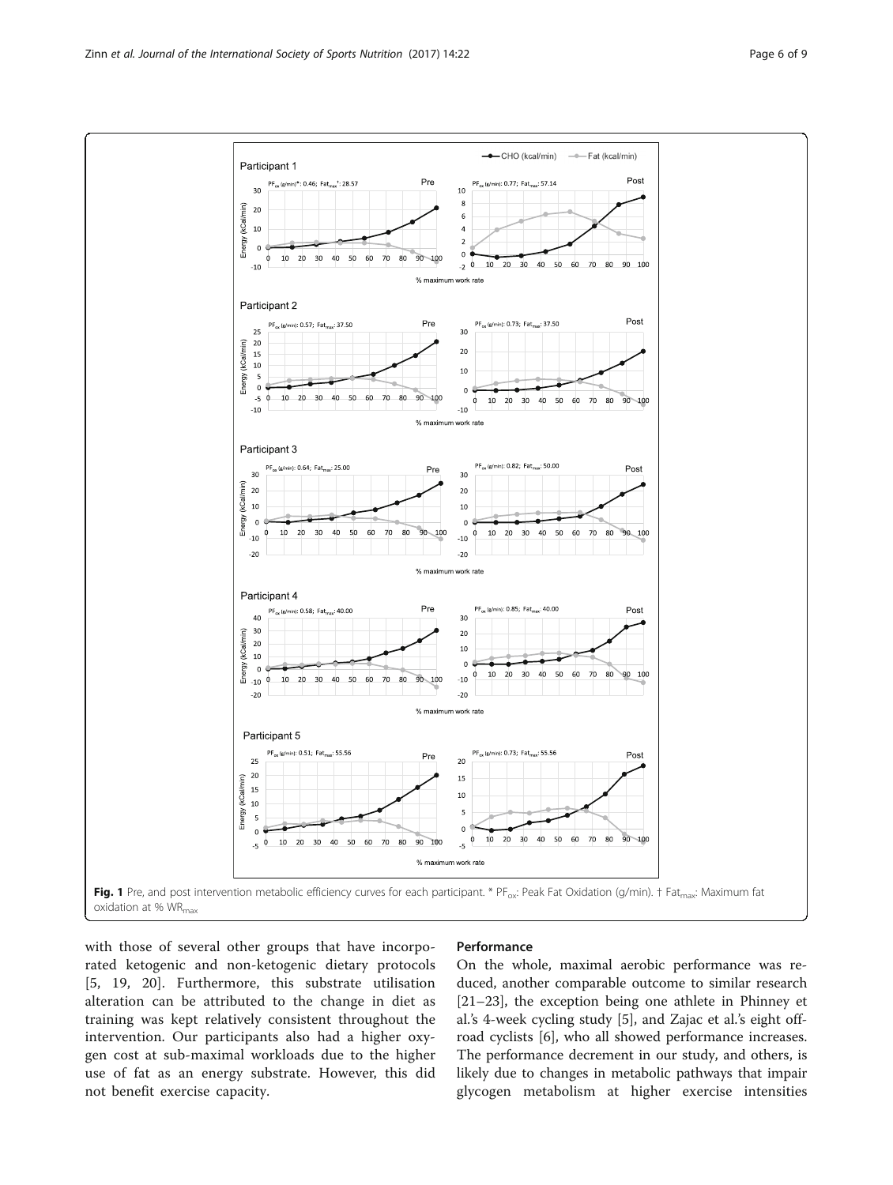Fig. 1 Pre, and post intervention metabolic efficiency curves for each participant. * $PF_{ox}$: Peak Fat Oxidation (g/min). † $Fat_{max}$: Maximum fat oxidation at % $WR_{max}$

with those of several other groups that have incorporated ketogenic and non-ketogenic dietary protocols [5, 19, 20]. Furthermore, this substrate utilisation alteration can be attributed to the change in diet as training was kept relatively consistent throughout the intervention. Our participants also had a higher oxygen cost at sub-maximal workloads due to the higher use of fat as an energy substrate. However, this did not benefit exercise capacity.

### Performance

On the whole, maximal aerobic performance was reduced, another comparable outcome to similar research [21–23], the exception being one athlete in Phinney et al.'s 4-week cycling study [5], and Zajac et al.'s eight off-road cyclists [6], who all showed performance increases. The performance decrement in our study, and others, is likely due to changes in metabolic pathways that impair glycogen metabolism at higher exercise intensities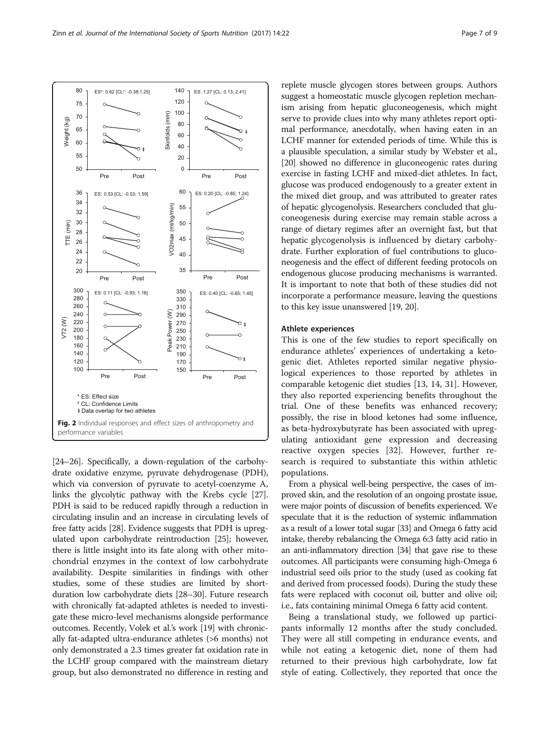**Fig. 2** Individual responses and effect sizes of anthropometry and performance variables

[24–26]. Specifically, a down-regulation of the carbohydrate oxidative enzyme, pyruvate dehydrogenase (PDH), which via conversion of pyruvate to acetyl-coenzyme A, links the glycolytic pathway with the Krebs cycle [27]. PDH is said to be reduced rapidly through a reduction in circulating insulin and an increase in circulating levels of free fatty acids [28]. Evidence suggests that PDH is upregulated upon carbohydrate reintroduction [25]; however, there is little insight into its fate along with other mitochondrial enzymes in the context of low carbohydrate availability. Despite similarities in findings with other studies, some of these studies are limited by short-duration low carbohydrate diets [28–30]. Future research with chronically fat-adapted athletes is needed to investigate these micro-level mechanisms alongside performance outcomes. Recently, Volek et al.'s work [19] with chronically fat-adapted ultra-endurance athletes (>6 months) not only demonstrated a 2.3 times greater fat oxidation rate in the LCHF group compared with the mainstream dietary group, but also demonstrated no difference in resting and replete muscle glycogen stores between groups. Authors suggest a homeostatic muscle glycogen repletion mechanism arising from hepatic gluconeogenesis, which might serve to provide clues into why many athletes report optimal performance, anecdotally, when having eaten in an LCHF manner for extended periods of time. While this is a plausible speculation, a similar study by Webster et al., [20] showed no difference in gluconeogenic rates during exercise in fasting LCHF and mixed-diet athletes. In fact, glucose was produced endogenously to a greater extent in the mixed diet group, and was attributed to greater rates of hepatic glycogenolysis. Researchers concluded that gluconeogenesis during exercise may remain stable across a range of dietary regimes after an overnight fast, but that hepatic glycogenolysis is influenced by dietary carbohydrate. Further exploration of fuel contributions to gluconeogenesis and the effect of different feeding protocols on endogenous glucose producing mechanisms is warranted. It is important to note that both of these studies did not incorporate a performance measure, leaving the questions to this key issue unanswered [19, 20].

### Athlete experiences

This is one of the few studies to report specifically on endurance athletes' experiences of undertaking a ketogenic diet. Athletes reported similar negative physiological experiences to those reported by athletes in comparable ketogenic diet studies [13, 14, 31]. However, they also reported experiencing benefits throughout the trial. One of these benefits was enhanced recovery; possibly, the rise in blood ketones had some influence, as beta-hydroxybutyrate has been associated with upregulating antioxidant gene expression and decreasing reactive oxygen species [32]. However, further research is required to substantiate this within athletic populations.

From a physical well-being perspective, the cases of improved skin, and the resolution of an ongoing prostate issue, were major points of discussion of benefits experienced. We speculate that it is the reduction of systemic inflammation as a result of a lower total sugar [33] and Omega 6 fatty acid intake, thereby rebalancing the Omega 6:3 fatty acid ratio in an anti-inflammatory direction [34] that gave rise to these outcomes. All participants were consuming high-Omega 6 industrial seed oils prior to the study (used as cooking fat and derived from processed foods). During the study these fats were replaced with coconut oil, butter and olive oil; i.e., fats containing minimal Omega 6 fatty acid content.

Being a translational study, we followed up participants informally 12 months after the study concluded. They were all still competing in endurance events, and while not eating a ketogenic diet, none of them had returned to their previous high carbohydrate, low fat style of eating. Collectively, they reported that once the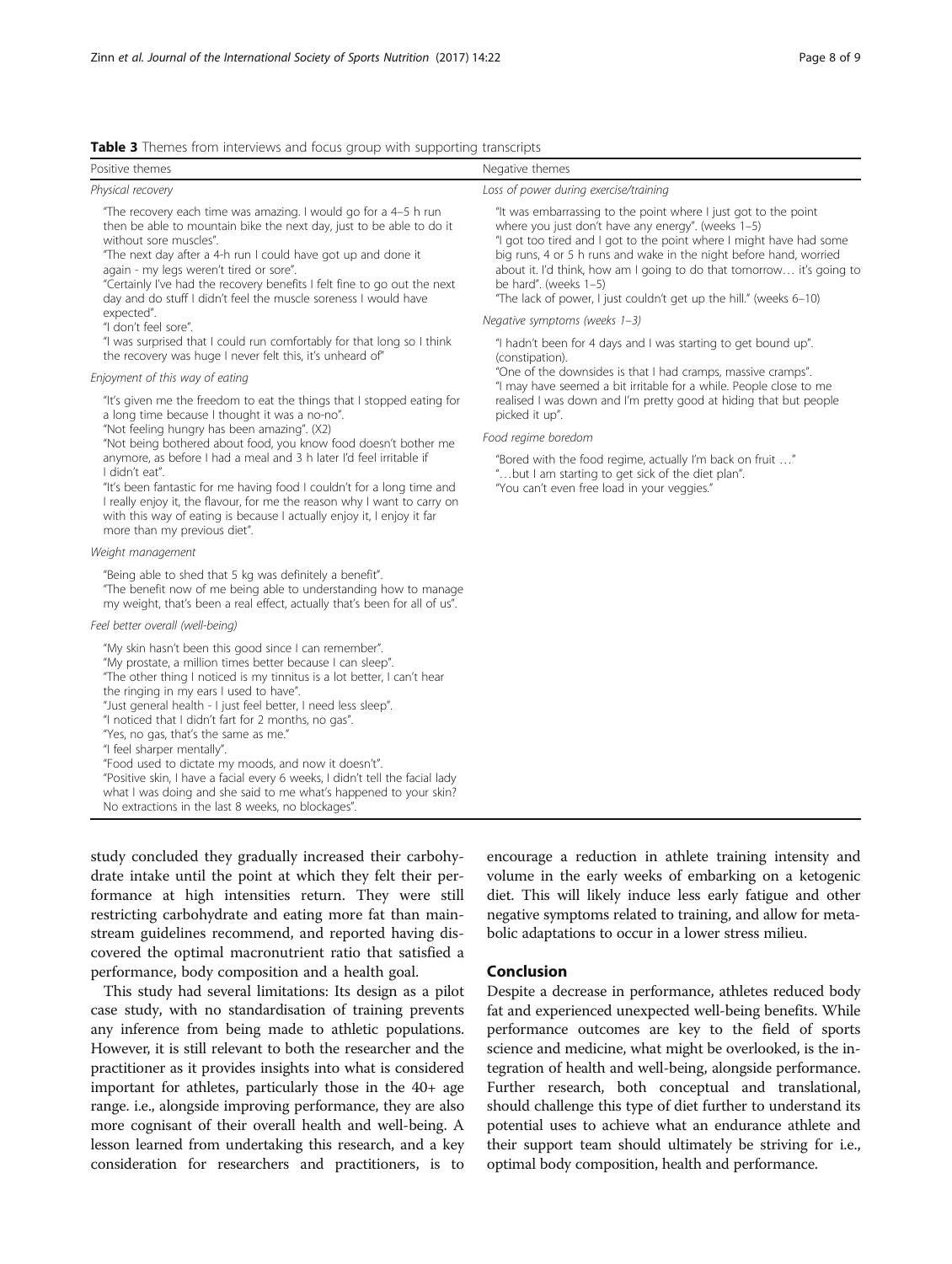**Table 3** Themes from interviews and focus group with supporting transcripts

| Positive themes | Negative themes |
| --- | --- |
| *Physical recovery* | *Loss of power during exercise/training* |
| "The recovery each time was amazing. I would go for a 4–5 h run then be able to mountain bike the next day, just to be able to do it without sore muscles".<br>"The next day after a 4-h run I could have got up and done it again - my legs weren't tired or sore".<br>"Certainly I've had the recovery benefits I felt fine to go out the next day and do stuff I didn't feel the muscle soreness I would have expected".<br>"I don't feel sore".<br>"I was surprised that I could run comfortably for that long so I think the recovery was huge I never felt this, it's unheard of" | "It was embarrassing to the point where I just got to the point where you just don't have any energy". (weeks 1–5)<br>"I got too tired and I got to the point where I might have had some big runs, 4 or 5 h runs and wake in the night before hand, worried about it. I'd think, how am I going to do that tomorrow… it's going to be hard". (weeks 1–5)<br>"The lack of power, I just couldn't get up the hill." (weeks 6–10) |
| *Enjoyment of this way of eating* | *Negative symptoms (weeks 1–3)* |
| "It's given me the freedom to eat the things that I stopped eating for a long time because I thought it was a no-no".<br>"Not feeling hungry has been amazing". (X2)<br>"Not being bothered about food, you know food doesn't bother me anymore, as before I had a meal and 3 h later I'd feel irritable if I didn't eat".<br>"It's been fantastic for me having food I couldn't for a long time and I really enjoy it, the flavour, for me the reason why I want to carry on with this way of eating is because I actually enjoy it, I enjoy it far more than my previous diet". | "I hadn't been for 4 days and I was starting to get bound up". (constipation).<br>"One of the downsides is that I had cramps, massive cramps".<br>"I may have seemed a bit irritable for a while. People close to me realised I was down and I'm pretty good at hiding that but people picked it up". |
| *Weight management* | *Food regime boredom* |
| "Being able to shed that 5 kg was definitely a benefit".<br>"The benefit now of me being able to understanding how to manage my weight, that's been a real effect, actually that's been for all of us". | "Bored with the food regime, actually I'm back on fruit …"<br>"…but I am starting to get sick of the diet plan".<br>"You can't even free load in your veggies." |
| *Feel better overall (well-being)* | |
| "My skin hasn't been this good since I can remember".<br>"My prostate, a million times better because I can sleep".<br>"The other thing I noticed is my tinnitus is a lot better, I can't hear the ringing in my ears I used to have".<br>"Just general health - I just feel better, I need less sleep".<br>"I noticed that I didn't fart for 2 months, no gas".<br>"Yes, no gas, that's the same as me."<br>"I feel sharper mentally".<br>"Food used to dictate my moods, and now it doesn't".<br>"Positive skin, I have a facial every 6 weeks, I didn't tell the facial lady what I was doing and she said to me what's happened to your skin? No extractions in the last 8 weeks, no blockages". | |

study concluded they gradually increased their carbohydrate intake until the point at which they felt their performance at high intensities return. They were still restricting carbohydrate and eating more fat than mainstream guidelines recommend, and reported having discovered the optimal macronutrient ratio that satisfied a performance, body composition and a health goal.

This study had several limitations: Its design as a pilot case study, with no standardisation of training prevents any inference from being made to athletic populations. However, it is still relevant to both the researcher and the practitioner as it provides insights into what is considered important for athletes, particularly those in the 40+ age range. i.e., alongside improving performance, they are also more cognisant of their overall health and well-being. A lesson learned from undertaking this research, and a key consideration for researchers and practitioners, is to encourage a reduction in athlete training intensity and volume in the early weeks of embarking on a ketogenic diet. This will likely induce less early fatigue and other negative symptoms related to training, and allow for metabolic adaptations to occur in a lower stress milieu.

## Conclusion

Despite a decrease in performance, athletes reduced body fat and experienced unexpected well-being benefits. While performance outcomes are key to the field of sports science and medicine, what might be overlooked, is the integration of health and well-being, alongside performance. Further research, both conceptual and translational, should challenge this type of diet further to understand its potential uses to achieve what an endurance athlete and their support team should ultimately be striving for i.e., optimal body composition, health and performance.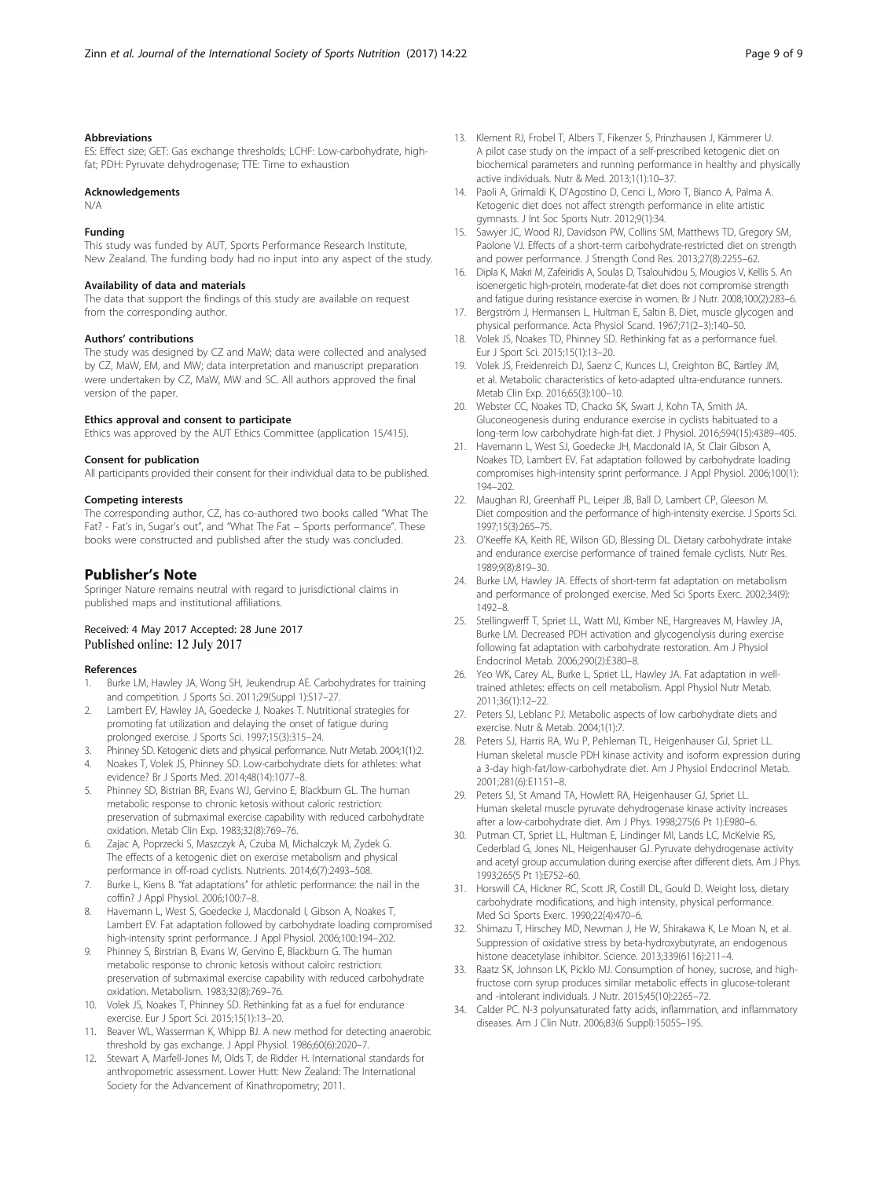## Abbreviations

ES: Effect size; GET: Gas exchange thresholds; LCHF: Low-carbohydrate, high-fat; PDH: Pyruvate dehydrogenase; TTE: Time to exhaustion

## Acknowledgements

N/A

## Funding

This study was funded by AUT, Sports Performance Research Institute, New Zealand. The funding body had no input into any aspect of the study.

## Availability of data and materials

The data that support the findings of this study are available on request from the corresponding author.

## Authors' contributions

The study was designed by CZ and MaW; data were collected and analysed by CZ, MaW, EM, and MW; data interpretation and manuscript preparation were undertaken by CZ, MaW, MW and SC. All authors approved the final version of the paper.

## Ethics approval and consent to participate

Ethics was approved by the AUT Ethics Committee (application 15/415).

## Consent for publication

All participants provided their consent for their individual data to be published.

## Competing interests

The corresponding author, CZ, has co-authored two books called "What The Fat? - Fat's in, Sugar's out", and "What The Fat – Sports performance". These books were constructed and published after the study was concluded.

# Publisher's Note

Springer Nature remains neutral with regard to jurisdictional claims in published maps and institutional affiliations.

Received: 4 May 2017 Accepted: 28 June 2017
Published online: 12 July 2017

## References

1. Burke LM, Hawley JA, Wong SH, Jeukendrup AE. Carbohydrates for training and competition. J Sports Sci. 2011;29(Suppl 1):S17–27.
2. Lambert EV, Hawley JA, Goedecke J, Noakes T. Nutritional strategies for promoting fat utilization and delaying the onset of fatigue during prolonged exercise. J Sports Sci. 1997;15(3):315–24.
3. Phinney SD. Ketogenic diets and physical performance. Nutr Metab. 2004;1(1):2.
4. Noakes T, Volek JS, Phinney SD. Low-carbohydrate diets for athletes: what evidence? Br J Sports Med. 2014;48(14):1077–8.
5. Phinney SD, Bistrian BR, Evans WJ, Gervino E, Blackburn GL. The human metabolic response to chronic ketosis without caloric restriction: preservation of submaximal exercise capability with reduced carbohydrate oxidation. Metab Clin Exp. 1983;32(8):769–76.
6. Zajac A, Poprzecki S, Maszczyk A, Czuba M, Michalczyk M, Zydek G. The effects of a ketogenic diet on exercise metabolism and physical performance in off-road cyclists. Nutrients. 2014;6(7):2493–508.
7. Burke L, Kiens B. "fat adaptations" for athletic performance: the nail in the coffin? J Appl Physiol. 2006;100:7–8.
8. Havemann L, West S, Goedecke J, Macdonald I, Gibson A, Noakes T, Lambert EV. Fat adaptation followed by carbohydrate loading compromised high-intensity sprint performance. J Appl Physiol. 2006;100:194–202.
9. Phinney S, Birstrian B, Evans W, Gervino E, Blackburn G. The human metabolic response to chronic ketosis without caloirc restriction: preservation of submaximal exercise capability with reduced carbohydrate oxidation. Metabolism. 1983;32(8):769–76.
10. Volek JS, Noakes T, Phinney SD. Rethinking fat as a fuel for endurance exercise. Eur J Sport Sci. 2015;15(1):13–20.
11. Beaver WL, Wasserman K, Whipp BJ. A new method for detecting anaerobic threshold by gas exchange. J Appl Physiol. 1986;60(6):2020–7.
12. Stewart A, Marfell-Jones M, Olds T, de Ridder H. International standards for anthropometric assessment. Lower Hutt: New Zealand: The International Society for the Advancement of Kinathropometry; 2011.
13. Klement RJ, Frobel T, Albers T, Fikenzer S, Prinzhausen J, Kämmerer U. A pilot case study on the impact of a self-prescribed ketogenic diet on biochemical parameters and running performance in healthy and physically active individuals. Nutr & Med. 2013;1(1):10–37.
14. Paoli A, Grimaldi K, D'Agostino D, Cenci L, Moro T, Bianco A, Palma A. Ketogenic diet does not affect strength performance in elite artistic gymnasts. J Int Soc Sports Nutr. 2012;9(1):34.
15. Sawyer JC, Wood RJ, Davidson PW, Collins SM, Matthews TD, Gregory SM, Paolone VJ. Effects of a short-term carbohydrate-restricted diet on strength and power performance. J Strength Cond Res. 2013;27(8):2255–62.
16. Dipla K, Makri M, Zafeiridis A, Soulas D, Tsalouhidou S, Mougios V, Kellis S. An isoenergetic high-protein, moderate-fat diet does not compromise strength and fatigue during resistance exercise in women. Br J Nutr. 2008;100(2):283–6.
17. Bergström J, Hermansen L, Hultman E, Saltin B. Diet, muscle glycogen and physical performance. Acta Physiol Scand. 1967;71(2–3):140–50.
18. Volek JS, Noakes TD, Phinney SD. Rethinking fat as a performance fuel. Eur J Sport Sci. 2015;15(1):13–20.
19. Volek JS, Freidenreich DJ, Saenz C, Kunces LJ, Creighton BC, Bartley JM, et al. Metabolic characteristics of keto-adapted ultra-endurance runners. Metab Clin Exp. 2016;65(3):100–10.
20. Webster CC, Noakes TD, Chacko SK, Swart J, Kohn TA, Smith JA. Gluconeogenesis during endurance exercise in cyclists habituated to a long-term low carbohydrate high-fat diet. J Physiol. 2016;594(15):4389–405.
21. Havemann L, West SJ, Goedecke JH, Macdonald IA, St Clair Gibson A, Noakes TD, Lambert EV. Fat adaptation followed by carbohydrate loading compromises high-intensity sprint performance. J Appl Physiol. 2006;100(1):194–202.
22. Maughan RJ, Greenhaff PL, Leiper JB, Ball D, Lambert CP, Gleeson M. Diet composition and the performance of high-intensity exercise. J Sports Sci. 1997;15(3):265–75.
23. O'Keeffe KA, Keith RE, Wilson GD, Blessing DL. Dietary carbohydrate intake and endurance exercise performance of trained female cyclists. Nutr Res. 1989;9(8):819–30.
24. Burke LM, Hawley JA. Effects of short-term fat adaptation on metabolism and performance of prolonged exercise. Med Sci Sports Exerc. 2002;34(9):1492–8.
25. Stellingwerff T, Spriet LL, Watt MJ, Kimber NE, Hargreaves M, Hawley JA, Burke LM. Decreased PDH activation and glycogenolysis during exercise following fat adaptation with carbohydrate restoration. Am J Physiol Endocrinol Metab. 2006;290(2):E380–8.
26. Yeo WK, Carey AL, Burke L, Spriet LL, Hawley JA. Fat adaptation in well-trained athletes: effects on cell metabolism. Appl Physiol Nutr Metab. 2011;36(1):12–22.
27. Peters SJ, Leblanc PJ. Metabolic aspects of low carbohydrate diets and exercise. Nutr & Metab. 2004;1(1):7.
28. Peters SJ, Harris RA, Wu P, Pehleman TL, Heigenhauser GJ, Spriet LL. Human skeletal muscle PDH kinase activity and isoform expression during a 3-day high-fat/low-carbohydrate diet. Am J Physiol Endocrinol Metab. 2001;281(6):E1151–8.
29. Peters SJ, St Amand TA, Howlett RA, Heigenhauser GJ, Spriet LL. Human skeletal muscle pyruvate dehydrogenase kinase activity increases after a low-carbohydrate diet. Am J Phys. 1998;275(6 Pt 1):E980–6.
30. Putman CT, Spriet LL, Hultman E, Lindinger MI, Lands LC, McKelvie RS, Cederblad G, Jones NL, Heigenhauser GJ. Pyruvate dehydrogenase activity and acetyl group accumulation during exercise after different diets. Am J Phys. 1993;265(5 Pt 1):E752–60.
31. Horswill CA, Hickner RC, Scott JR, Costill DL, Gould D. Weight loss, dietary carbohydrate modifications, and high intensity, physical performance. Med Sci Sports Exerc. 1990;22(4):470–6.
32. Shimazu T, Hirschey MD, Newman J, He W, Shirakawa K, Le Moan N, et al. Suppression of oxidative stress by beta-hydroxybutyrate, an endogenous histone deacetylase inhibitor. Science. 2013;339(6116):211–4.
33. Raatz SK, Johnson LK, Picklo MJ. Consumption of honey, sucrose, and high-fructose corn syrup produces similar metabolic effects in glucose-tolerant and -intolerant individuals. J Nutr. 2015;45(10):2265–72.
34. Calder PC. N-3 polyunsaturated fatty acids, inflammation, and inflammatory diseases. Am J Clin Nutr. 2006;83(6 Suppl):1505S–19S.